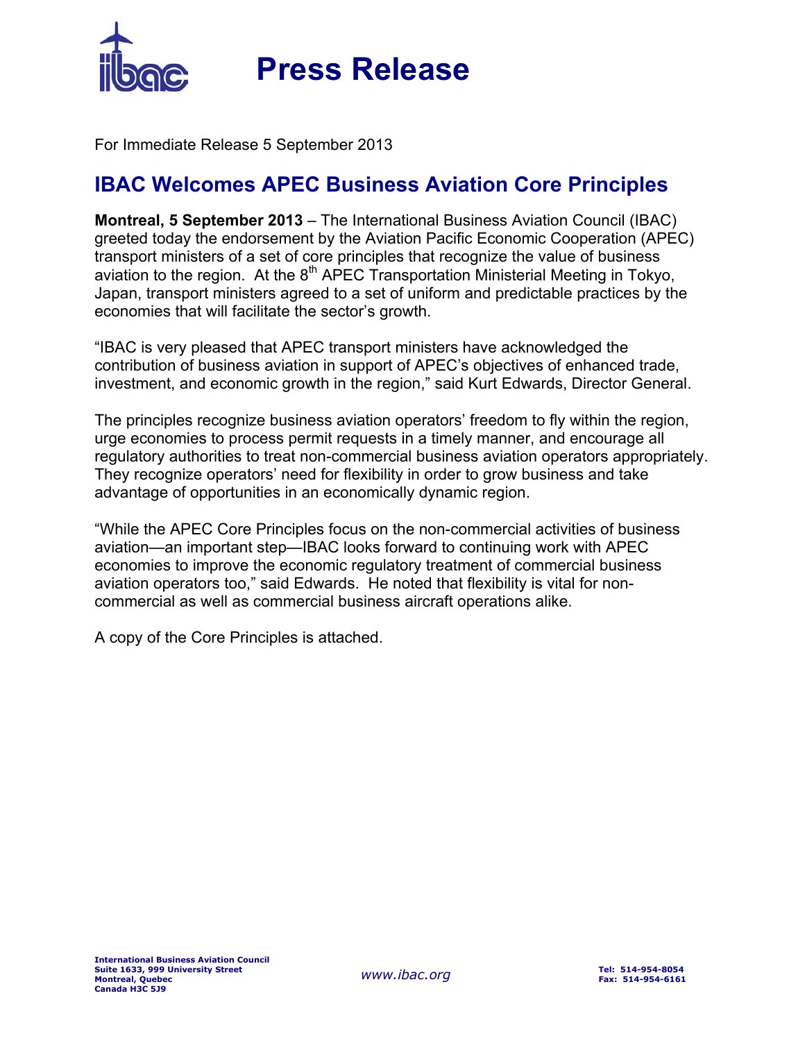# Press Release

For Immediate Release 5 September 2013

## IBAC Welcomes APEC Business Aviation Core Principles

**Montreal, 5 September 2013** – The International Business Aviation Council (IBAC) greeted today the endorsement by the Aviation Pacific Economic Cooperation (APEC) transport ministers of a set of core principles that recognize the value of business aviation to the region. At the 8th APEC Transportation Ministerial Meeting in Tokyo, Japan, transport ministers agreed to a set of uniform and predictable practices by the economies that will facilitate the sector's growth.

"IBAC is very pleased that APEC transport ministers have acknowledged the contribution of business aviation in support of APEC's objectives of enhanced trade, investment, and economic growth in the region," said Kurt Edwards, Director General.

The principles recognize business aviation operators' freedom to fly within the region, urge economies to process permit requests in a timely manner, and encourage all regulatory authorities to treat non-commercial business aviation operators appropriately. They recognize operators' need for flexibility in order to grow business and take advantage of opportunities in an economically dynamic region.

"While the APEC Core Principles focus on the non-commercial activities of business aviation—an important step—IBAC looks forward to continuing work with APEC economies to improve the economic regulatory treatment of commercial business aviation operators too," said Edwards. He noted that flexibility is vital for non-commercial as well as commercial business aircraft operations alike.

A copy of the Core Principles is attached.

**International Business Aviation Council**
**Suite 1633, 999 University Street**
**Montreal, Quebec**
**Canada H3C 5J9**

*www.ibac.org*

**Tel: 514-954-8054**
**Fax: 514-954-6161**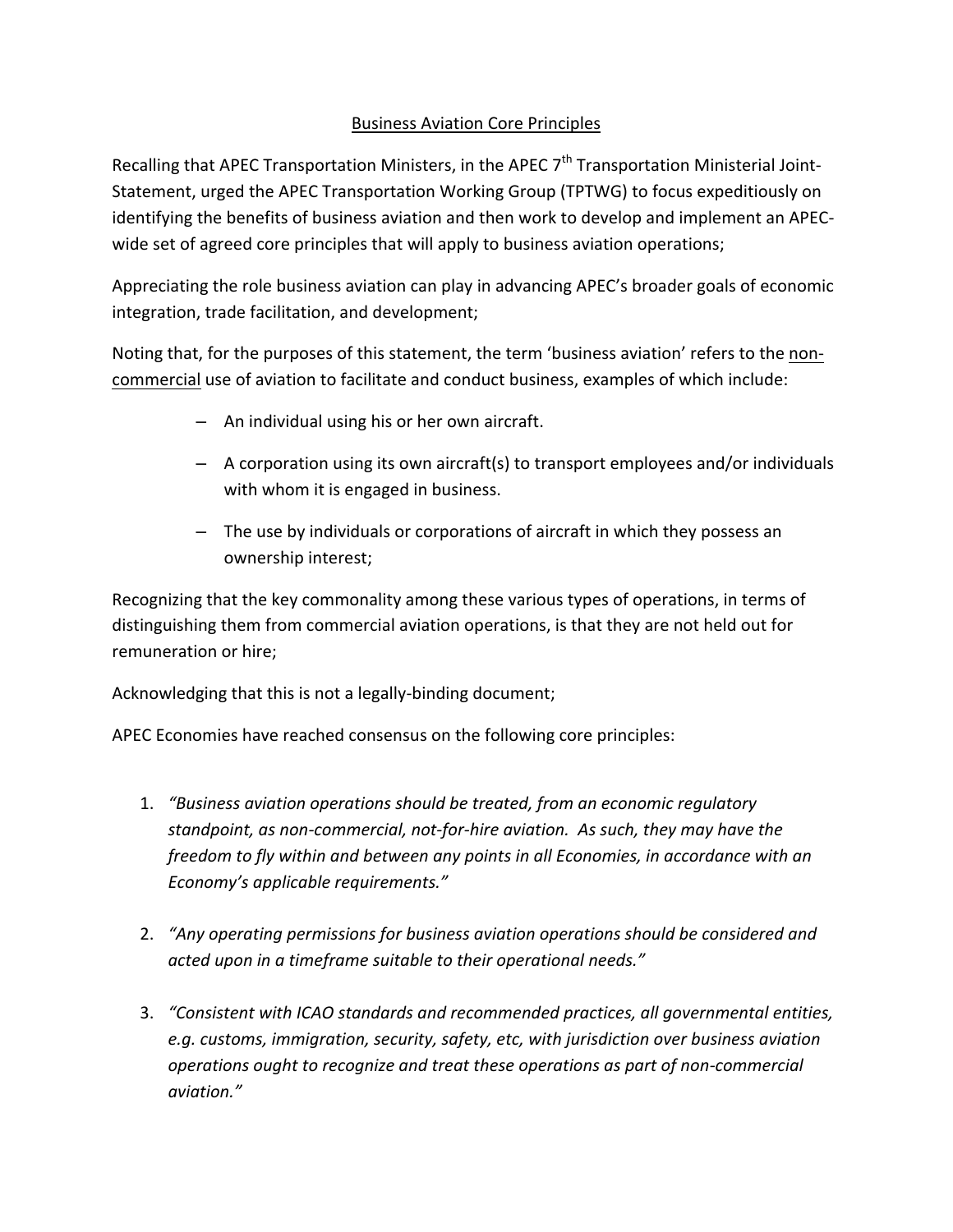# Business Aviation Core Principles

Recalling that APEC Transportation Ministers, in the APEC 7th Transportation Ministerial Joint-Statement, urged the APEC Transportation Working Group (TPTWG) to focus expeditiously on identifying the benefits of business aviation and then work to develop and implement an APEC-wide set of agreed core principles that will apply to business aviation operations;

Appreciating the role business aviation can play in advancing APEC's broader goals of economic integration, trade facilitation, and development;

Noting that, for the purposes of this statement, the term 'business aviation' refers to the non-commercial use of aviation to facilitate and conduct business, examples of which include:

- An individual using his or her own aircraft.
- A corporation using its own aircraft(s) to transport employees and/or individuals with whom it is engaged in business.
- The use by individuals or corporations of aircraft in which they possess an ownership interest;

Recognizing that the key commonality among these various types of operations, in terms of distinguishing them from commercial aviation operations, is that they are not held out for remuneration or hire;

Acknowledging that this is not a legally-binding document;

APEC Economies have reached consensus on the following core principles:

1. *"Business aviation operations should be treated, from an economic regulatory standpoint, as non-commercial, not-for-hire aviation. As such, they may have the freedom to fly within and between any points in all Economies, in accordance with an Economy's applicable requirements."*

2. *"Any operating permissions for business aviation operations should be considered and acted upon in a timeframe suitable to their operational needs."*

3. *"Consistent with ICAO standards and recommended practices, all governmental entities, e.g. customs, immigration, security, safety, etc, with jurisdiction over business aviation operations ought to recognize and treat these operations as part of non-commercial aviation."*